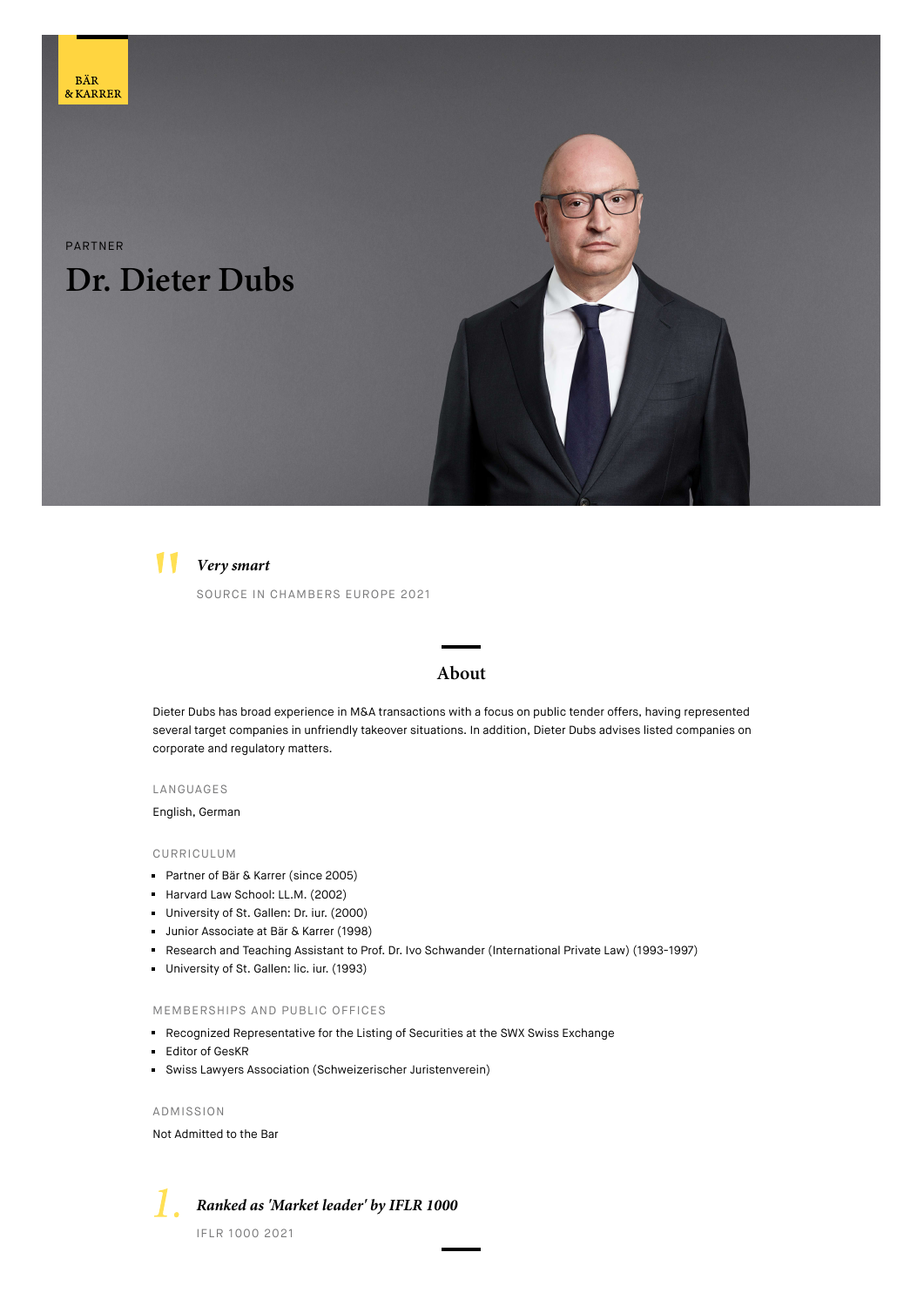BÄR & KARRER

PARTNER

# Dr. Dieter Dubs

> *Very smart*
>
> SOURCE IN CHAMBERS EUROPE 2021

## About

Dieter Dubs has broad experience in M&A transactions with a focus on public tender offers, having represented several target companies in unfriendly takeover situations. In addition, Dieter Dubs advises listed companies on corporate and regulatory matters.

### LANGUAGES

English, German

### CURRICULUM

- Partner of Bär & Karrer (since 2005)
- Harvard Law School: LL.M. (2002)
- University of St. Gallen: Dr. iur. (2000)
- Junior Associate at Bär & Karrer (1998)
- Research and Teaching Assistant to Prof. Dr. Ivo Schwander (International Private Law) (1993-1997)
- University of St. Gallen: lic. iur. (1993)

### MEMBERSHIPS AND PUBLIC OFFICES

- Recognized Representative for the Listing of Securities at the SWX Swiss Exchange
- Editor of GesKR
- Swiss Lawyers Association (Schweizerischer Juristenverein)

### ADMISSION

Not Admitted to the Bar

1. ***Ranked as 'Market leader' by IFLR 1000***

   IFLR 1000 2021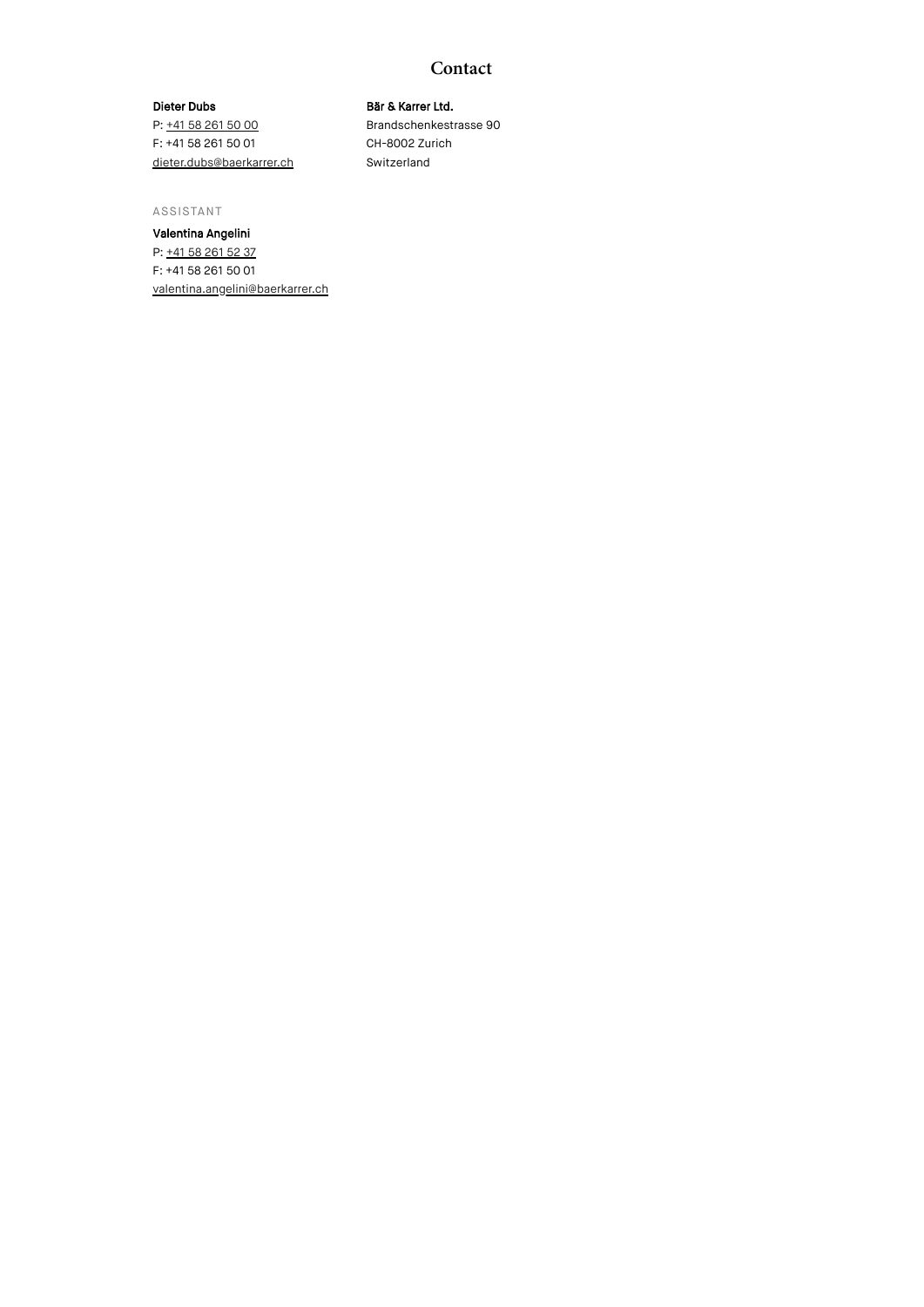# Contact

**Dieter Dubs**
P: +41 58 261 50 00
F: +41 58 261 50 01
dieter.dubs@baerkarrer.ch

**Bär & Karrer Ltd.**
Brandschenkestrasse 90
CH-8002 Zurich
Switzerland

ASSISTANT

**Valentina Angelini**
P: +41 58 261 52 37
F: +41 58 261 50 01
valentina.angelini@baerkarrer.ch